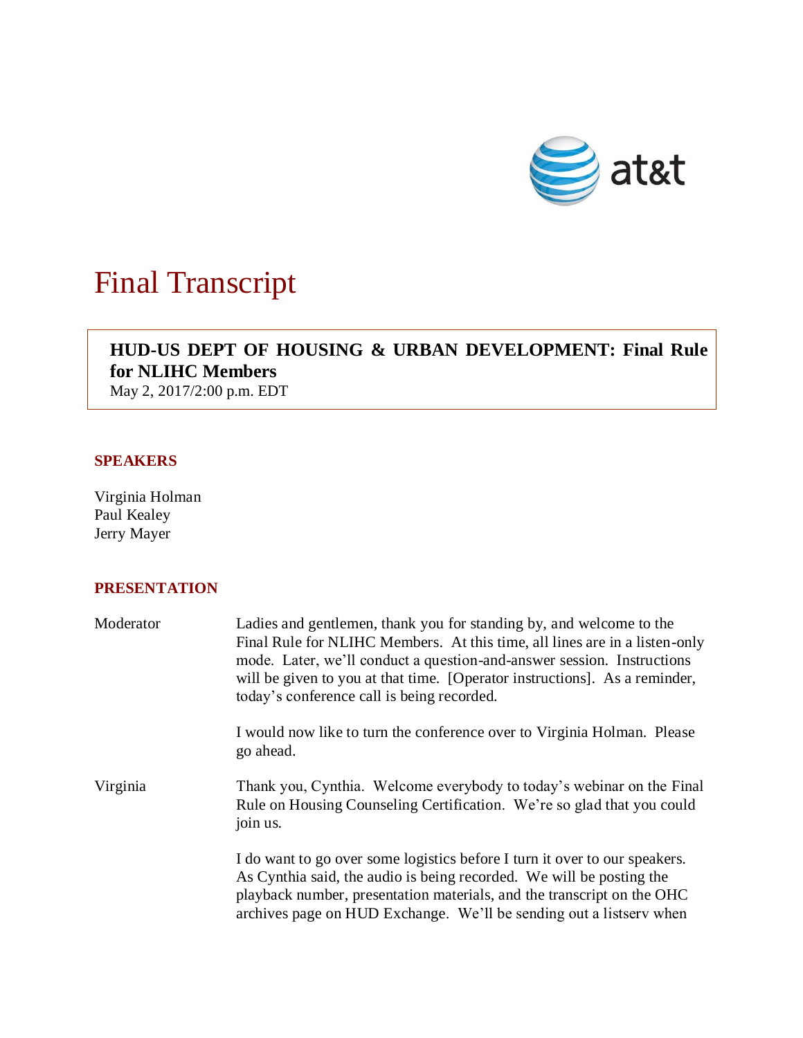# Final Transcript

**HUD-US DEPT OF HOUSING & URBAN DEVELOPMENT: Final Rule for NLIHC Members**
May 2, 2017/2:00 p.m. EDT

## SPEAKERS

Virginia Holman
Paul Kealey
Jerry Mayer

## PRESENTATION

Moderator Ladies and gentlemen, thank you for standing by, and welcome to the Final Rule for NLIHC Members. At this time, all lines are in a listen-only mode. Later, we'll conduct a question-and-answer session. Instructions will be given to you at that time. [Operator instructions]. As a reminder, today's conference call is being recorded.

I would now like to turn the conference over to Virginia Holman. Please go ahead.

Virginia Thank you, Cynthia. Welcome everybody to today's webinar on the Final Rule on Housing Counseling Certification. We're so glad that you could join us.

I do want to go over some logistics before I turn it over to our speakers. As Cynthia said, the audio is being recorded. We will be posting the playback number, presentation materials, and the transcript on the OHC archives page on HUD Exchange. We'll be sending out a listserv when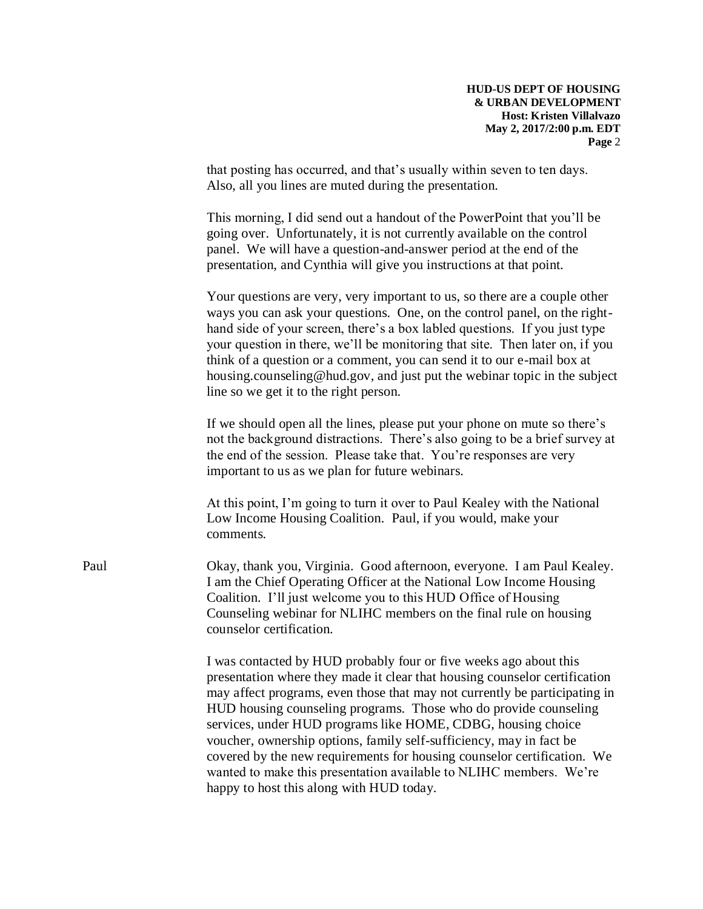that posting has occurred, and that's usually within seven to ten days. Also, all you lines are muted during the presentation.

This morning, I did send out a handout of the PowerPoint that you'll be going over. Unfortunately, it is not currently available on the control panel. We will have a question-and-answer period at the end of the presentation, and Cynthia will give you instructions at that point.

Your questions are very, very important to us, so there are a couple other ways you can ask your questions. One, on the control panel, on the right-hand side of your screen, there's a box labled questions. If you just type your question in there, we'll be monitoring that site. Then later on, if you think of a question or a comment, you can send it to our e-mail box at housing.counseling@hud.gov, and just put the webinar topic in the subject line so we get it to the right person.

If we should open all the lines, please put your phone on mute so there's not the background distractions. There's also going to be a brief survey at the end of the session. Please take that. You're responses are very important to us as we plan for future webinars.

At this point, I'm going to turn it over to Paul Kealey with the National Low Income Housing Coalition. Paul, if you would, make your comments.

Paul: Okay, thank you, Virginia. Good afternoon, everyone. I am Paul Kealey. I am the Chief Operating Officer at the National Low Income Housing Coalition. I'll just welcome you to this HUD Office of Housing Counseling webinar for NLIHC members on the final rule on housing counselor certification.

I was contacted by HUD probably four or five weeks ago about this presentation where they made it clear that housing counselor certification may affect programs, even those that may not currently be participating in HUD housing counseling programs. Those who do provide counseling services, under HUD programs like HOME, CDBG, housing choice voucher, ownership options, family self-sufficiency, may in fact be covered by the new requirements for housing counselor certification. We wanted to make this presentation available to NLIHC members. We're happy to host this along with HUD today.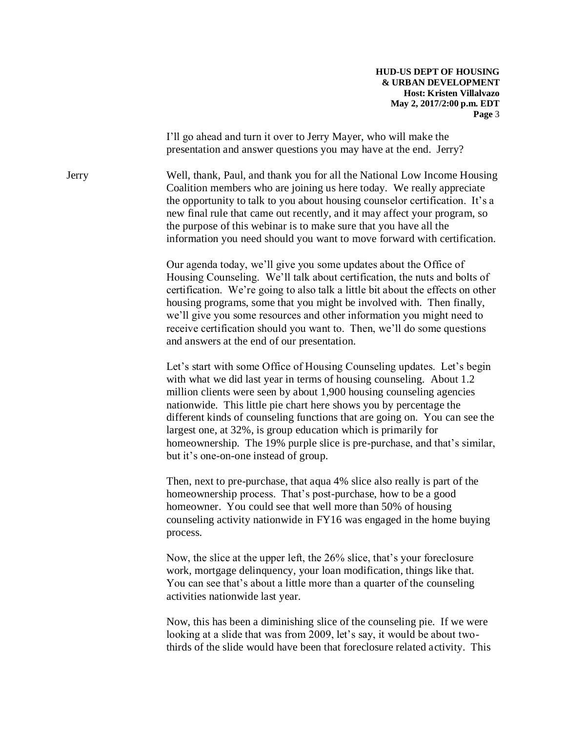I'll go ahead and turn it over to Jerry Mayer, who will make the presentation and answer questions you may have at the end. Jerry?

Jerry: Well, thank, Paul, and thank you for all the National Low Income Housing Coalition members who are joining us here today. We really appreciate the opportunity to talk to you about housing counselor certification. It's a new final rule that came out recently, and it may affect your program, so the purpose of this webinar is to make sure that you have all the information you need should you want to move forward with certification.

Our agenda today, we'll give you some updates about the Office of Housing Counseling. We'll talk about certification, the nuts and bolts of certification. We're going to also talk a little bit about the effects on other housing programs, some that you might be involved with. Then finally, we'll give you some resources and other information you might need to receive certification should you want to. Then, we'll do some questions and answers at the end of our presentation.

Let's start with some Office of Housing Counseling updates. Let's begin with what we did last year in terms of housing counseling. About 1.2 million clients were seen by about 1,900 housing counseling agencies nationwide. This little pie chart here shows you by percentage the different kinds of counseling functions that are going on. You can see the largest one, at 32%, is group education which is primarily for homeownership. The 19% purple slice is pre-purchase, and that's similar, but it's one-on-one instead of group.

Then, next to pre-purchase, that aqua 4% slice also really is part of the homeownership process. That's post-purchase, how to be a good homeowner. You could see that well more than 50% of housing counseling activity nationwide in FY16 was engaged in the home buying process.

Now, the slice at the upper left, the 26% slice, that's your foreclosure work, mortgage delinquency, your loan modification, things like that. You can see that's about a little more than a quarter of the counseling activities nationwide last year.

Now, this has been a diminishing slice of the counseling pie. If we were looking at a slide that was from 2009, let's say, it would be about two-thirds of the slide would have been that foreclosure related activity. This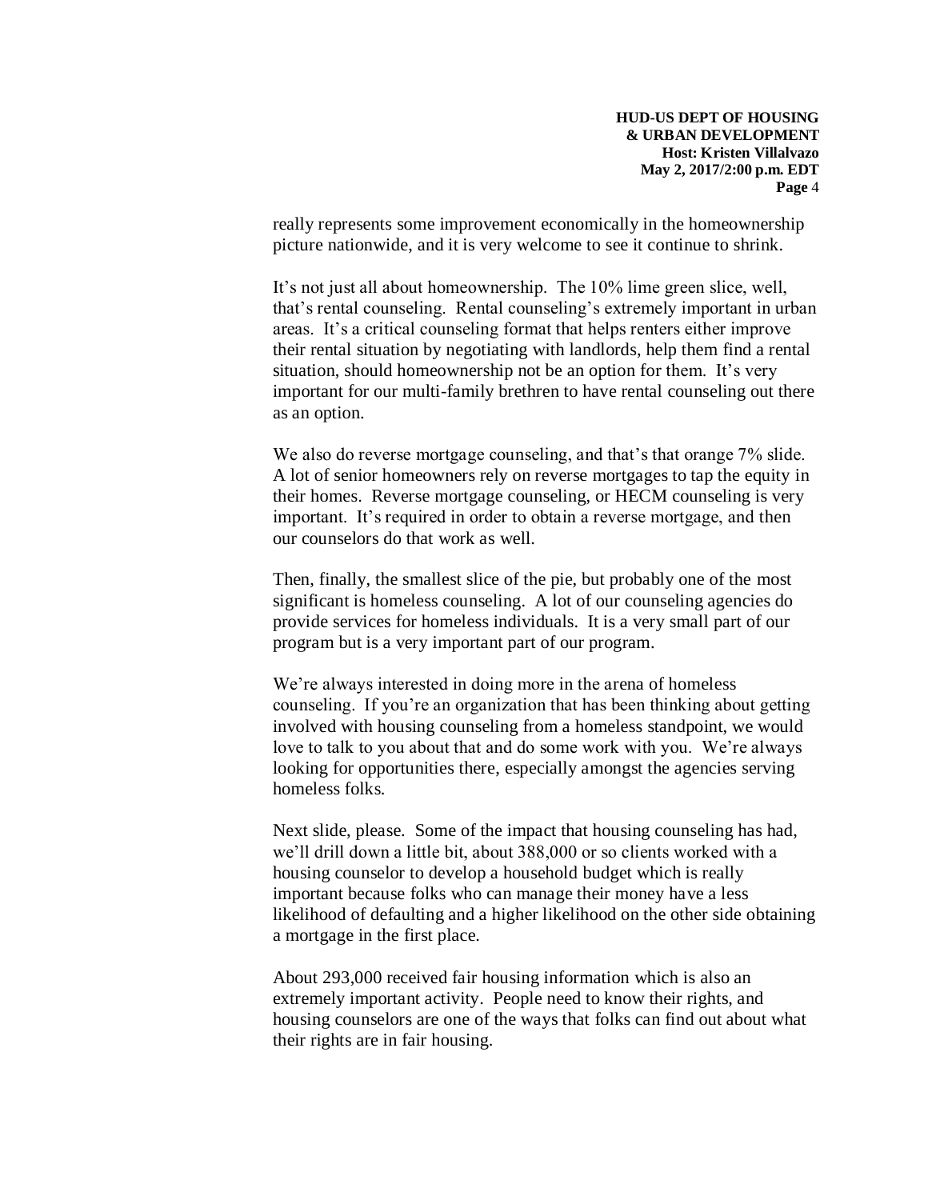really represents some improvement economically in the homeownership picture nationwide, and it is very welcome to see it continue to shrink.

It's not just all about homeownership. The 10% lime green slice, well, that's rental counseling. Rental counseling's extremely important in urban areas. It's a critical counseling format that helps renters either improve their rental situation by negotiating with landlords, help them find a rental situation, should homeownership not be an option for them. It's very important for our multi-family brethren to have rental counseling out there as an option.

We also do reverse mortgage counseling, and that's that orange 7% slide. A lot of senior homeowners rely on reverse mortgages to tap the equity in their homes. Reverse mortgage counseling, or HECM counseling is very important. It's required in order to obtain a reverse mortgage, and then our counselors do that work as well.

Then, finally, the smallest slice of the pie, but probably one of the most significant is homeless counseling. A lot of our counseling agencies do provide services for homeless individuals. It is a very small part of our program but is a very important part of our program.

We're always interested in doing more in the arena of homeless counseling. If you're an organization that has been thinking about getting involved with housing counseling from a homeless standpoint, we would love to talk to you about that and do some work with you. We're always looking for opportunities there, especially amongst the agencies serving homeless folks.

Next slide, please. Some of the impact that housing counseling has had, we'll drill down a little bit, about 388,000 or so clients worked with a housing counselor to develop a household budget which is really important because folks who can manage their money have a less likelihood of defaulting and a higher likelihood on the other side obtaining a mortgage in the first place.

About 293,000 received fair housing information which is also an extremely important activity. People need to know their rights, and housing counselors are one of the ways that folks can find out about what their rights are in fair housing.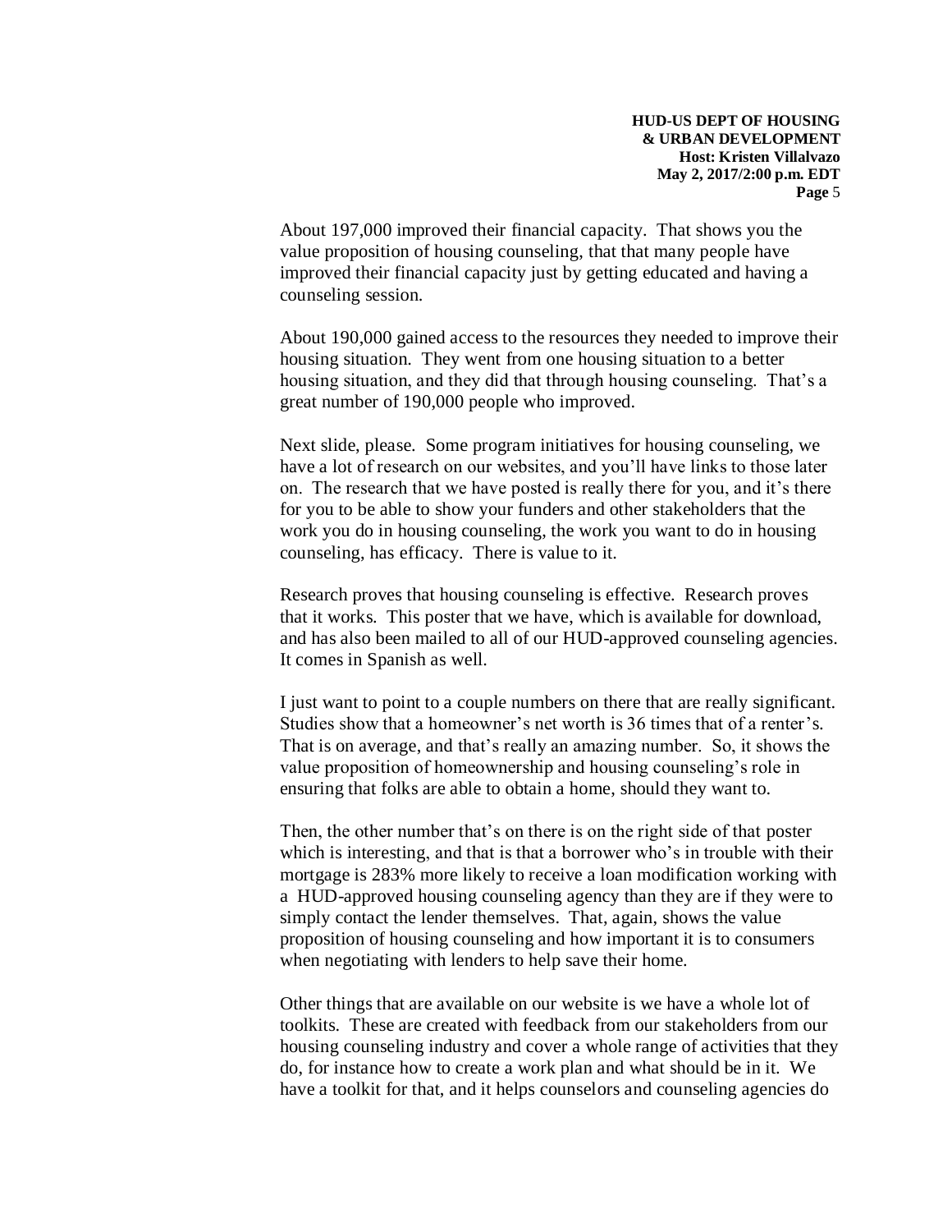About 197,000 improved their financial capacity. That shows you the value proposition of housing counseling, that that many people have improved their financial capacity just by getting educated and having a counseling session.

About 190,000 gained access to the resources they needed to improve their housing situation. They went from one housing situation to a better housing situation, and they did that through housing counseling. That's a great number of 190,000 people who improved.

Next slide, please. Some program initiatives for housing counseling, we have a lot of research on our websites, and you'll have links to those later on. The research that we have posted is really there for you, and it's there for you to be able to show your funders and other stakeholders that the work you do in housing counseling, the work you want to do in housing counseling, has efficacy. There is value to it.

Research proves that housing counseling is effective. Research proves that it works. This poster that we have, which is available for download, and has also been mailed to all of our HUD-approved counseling agencies. It comes in Spanish as well.

I just want to point to a couple numbers on there that are really significant. Studies show that a homeowner's net worth is 36 times that of a renter's. That is on average, and that's really an amazing number. So, it shows the value proposition of homeownership and housing counseling's role in ensuring that folks are able to obtain a home, should they want to.

Then, the other number that's on there is on the right side of that poster which is interesting, and that is that a borrower who's in trouble with their mortgage is 283% more likely to receive a loan modification working with a HUD-approved housing counseling agency than they are if they were to simply contact the lender themselves. That, again, shows the value proposition of housing counseling and how important it is to consumers when negotiating with lenders to help save their home.

Other things that are available on our website is we have a whole lot of toolkits. These are created with feedback from our stakeholders from our housing counseling industry and cover a whole range of activities that they do, for instance how to create a work plan and what should be in it. We have a toolkit for that, and it helps counselors and counseling agencies do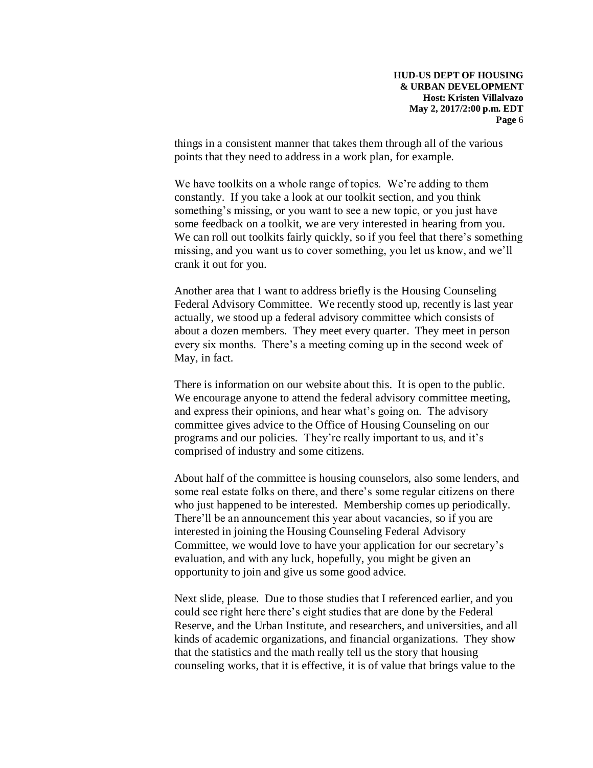things in a consistent manner that takes them through all of the various points that they need to address in a work plan, for example.

We have toolkits on a whole range of topics. We're adding to them constantly. If you take a look at our toolkit section, and you think something's missing, or you want to see a new topic, or you just have some feedback on a toolkit, we are very interested in hearing from you. We can roll out toolkits fairly quickly, so if you feel that there's something missing, and you want us to cover something, you let us know, and we'll crank it out for you.

Another area that I want to address briefly is the Housing Counseling Federal Advisory Committee. We recently stood up, recently is last year actually, we stood up a federal advisory committee which consists of about a dozen members. They meet every quarter. They meet in person every six months. There's a meeting coming up in the second week of May, in fact.

There is information on our website about this. It is open to the public. We encourage anyone to attend the federal advisory committee meeting, and express their opinions, and hear what's going on. The advisory committee gives advice to the Office of Housing Counseling on our programs and our policies. They're really important to us, and it's comprised of industry and some citizens.

About half of the committee is housing counselors, also some lenders, and some real estate folks on there, and there's some regular citizens on there who just happened to be interested. Membership comes up periodically. There'll be an announcement this year about vacancies, so if you are interested in joining the Housing Counseling Federal Advisory Committee, we would love to have your application for our secretary's evaluation, and with any luck, hopefully, you might be given an opportunity to join and give us some good advice.

Next slide, please. Due to those studies that I referenced earlier, and you could see right here there's eight studies that are done by the Federal Reserve, and the Urban Institute, and researchers, and universities, and all kinds of academic organizations, and financial organizations. They show that the statistics and the math really tell us the story that housing counseling works, that it is effective, it is of value that brings value to the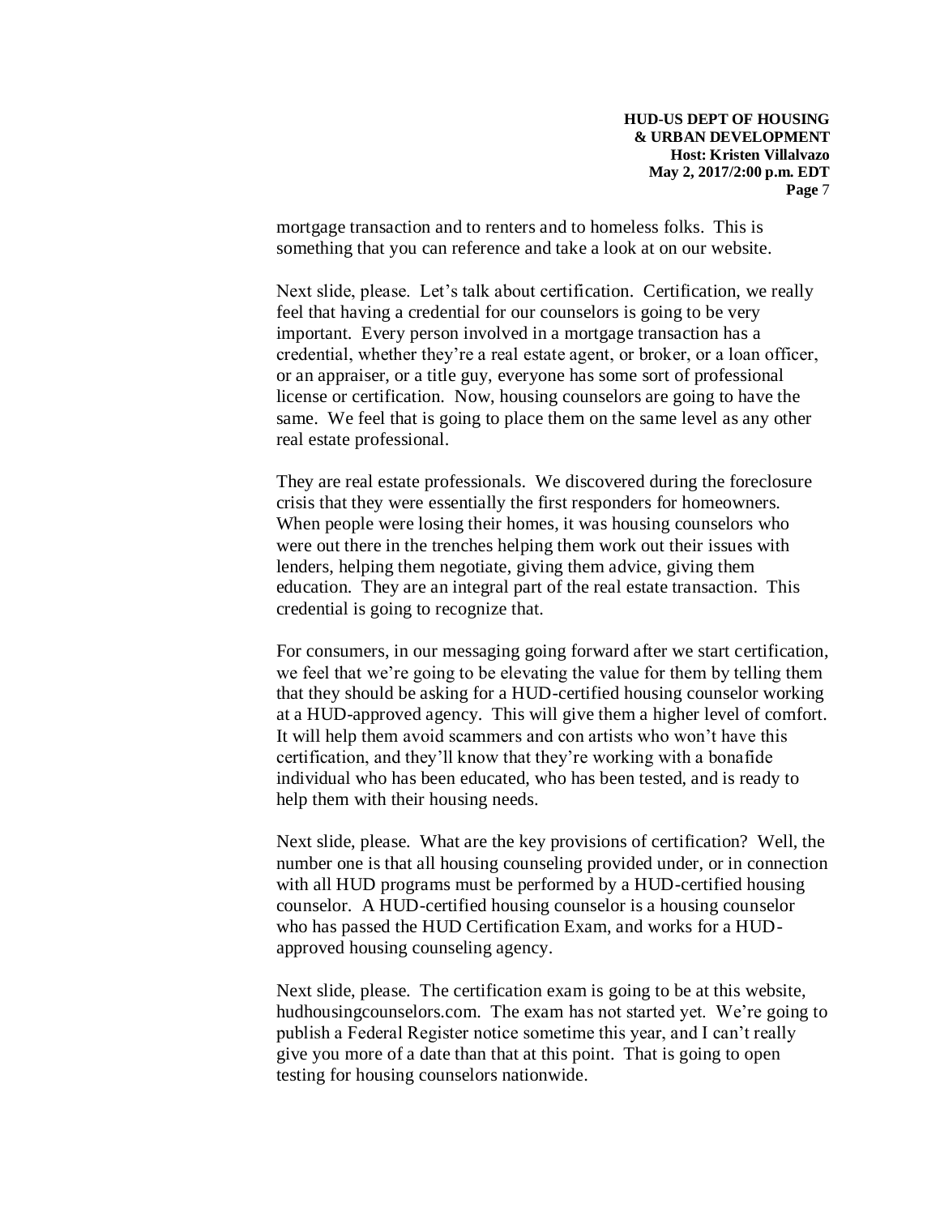mortgage transaction and to renters and to homeless folks. This is something that you can reference and take a look at on our website.

Next slide, please. Let's talk about certification. Certification, we really feel that having a credential for our counselors is going to be very important. Every person involved in a mortgage transaction has a credential, whether they're a real estate agent, or broker, or a loan officer, or an appraiser, or a title guy, everyone has some sort of professional license or certification. Now, housing counselors are going to have the same. We feel that is going to place them on the same level as any other real estate professional.

They are real estate professionals. We discovered during the foreclosure crisis that they were essentially the first responders for homeowners. When people were losing their homes, it was housing counselors who were out there in the trenches helping them work out their issues with lenders, helping them negotiate, giving them advice, giving them education. They are an integral part of the real estate transaction. This credential is going to recognize that.

For consumers, in our messaging going forward after we start certification, we feel that we're going to be elevating the value for them by telling them that they should be asking for a HUD-certified housing counselor working at a HUD-approved agency. This will give them a higher level of comfort. It will help them avoid scammers and con artists who won't have this certification, and they'll know that they're working with a bonafide individual who has been educated, who has been tested, and is ready to help them with their housing needs.

Next slide, please. What are the key provisions of certification? Well, the number one is that all housing counseling provided under, or in connection with all HUD programs must be performed by a HUD-certified housing counselor. A HUD-certified housing counselor is a housing counselor who has passed the HUD Certification Exam, and works for a HUD-approved housing counseling agency.

Next slide, please. The certification exam is going to be at this website, hudhousingcounselors.com. The exam has not started yet. We're going to publish a Federal Register notice sometime this year, and I can't really give you more of a date than that at this point. That is going to open testing for housing counselors nationwide.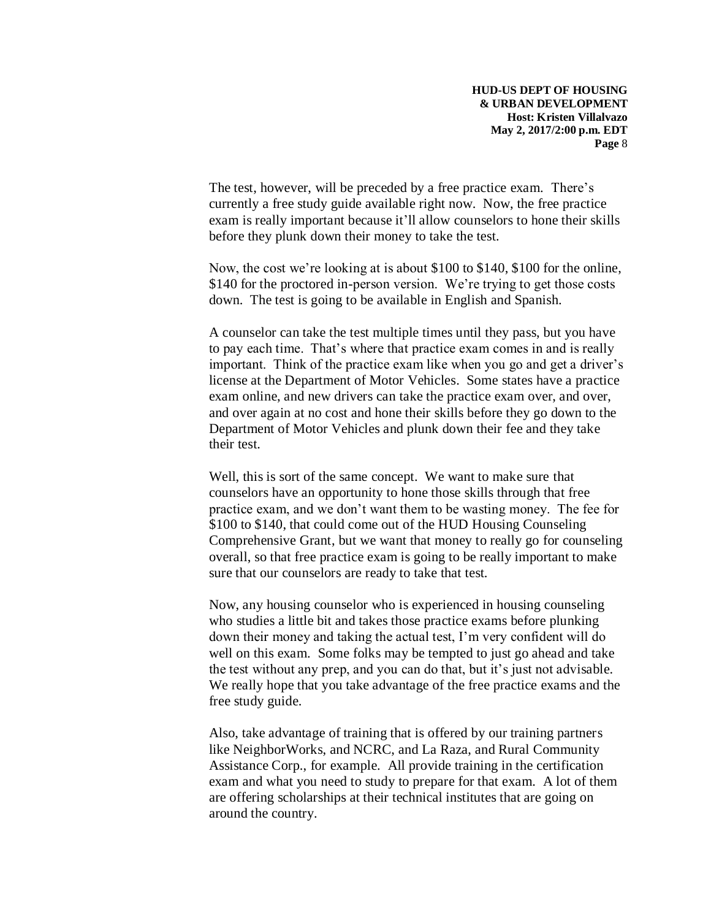The test, however, will be preceded by a free practice exam. There's currently a free study guide available right now. Now, the free practice exam is really important because it'll allow counselors to hone their skills before they plunk down their money to take the test.

Now, the cost we're looking at is about $100 to $140, $100 for the online, $140 for the proctored in-person version. We're trying to get those costs down. The test is going to be available in English and Spanish.

A counselor can take the test multiple times until they pass, but you have to pay each time. That's where that practice exam comes in and is really important. Think of the practice exam like when you go and get a driver's license at the Department of Motor Vehicles. Some states have a practice exam online, and new drivers can take the practice exam over, and over, and over again at no cost and hone their skills before they go down to the Department of Motor Vehicles and plunk down their fee and they take their test.

Well, this is sort of the same concept. We want to make sure that counselors have an opportunity to hone those skills through that free practice exam, and we don't want them to be wasting money. The fee for $100 to $140, that could come out of the HUD Housing Counseling Comprehensive Grant, but we want that money to really go for counseling overall, so that free practice exam is going to be really important to make sure that our counselors are ready to take that test.

Now, any housing counselor who is experienced in housing counseling who studies a little bit and takes those practice exams before plunking down their money and taking the actual test, I'm very confident will do well on this exam. Some folks may be tempted to just go ahead and take the test without any prep, and you can do that, but it's just not advisable. We really hope that you take advantage of the free practice exams and the free study guide.

Also, take advantage of training that is offered by our training partners like NeighborWorks, and NCRC, and La Raza, and Rural Community Assistance Corp., for example. All provide training in the certification exam and what you need to study to prepare for that exam. A lot of them are offering scholarships at their technical institutes that are going on around the country.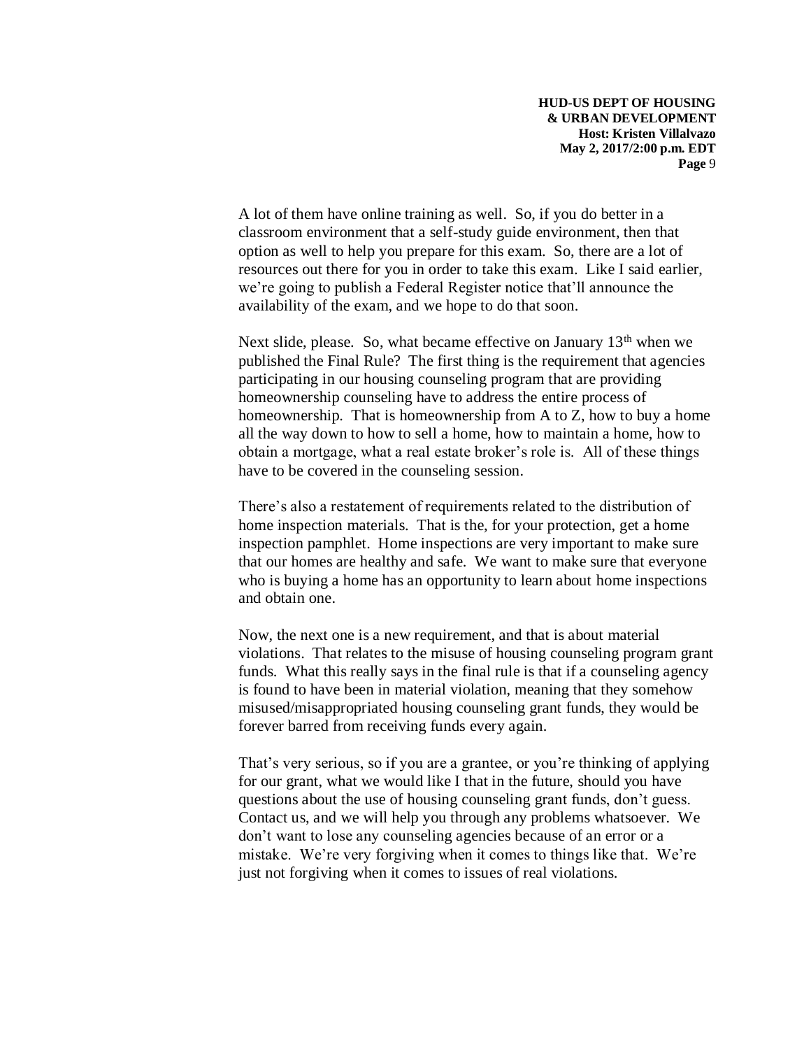A lot of them have online training as well. So, if you do better in a classroom environment that a self-study guide environment, then that option as well to help you prepare for this exam. So, there are a lot of resources out there for you in order to take this exam. Like I said earlier, we're going to publish a Federal Register notice that'll announce the availability of the exam, and we hope to do that soon.

Next slide, please. So, what became effective on January 13th when we published the Final Rule? The first thing is the requirement that agencies participating in our housing counseling program that are providing homeownership counseling have to address the entire process of homeownership. That is homeownership from A to Z, how to buy a home all the way down to how to sell a home, how to maintain a home, how to obtain a mortgage, what a real estate broker's role is. All of these things have to be covered in the counseling session.

There's also a restatement of requirements related to the distribution of home inspection materials. That is the, for your protection, get a home inspection pamphlet. Home inspections are very important to make sure that our homes are healthy and safe. We want to make sure that everyone who is buying a home has an opportunity to learn about home inspections and obtain one.

Now, the next one is a new requirement, and that is about material violations. That relates to the misuse of housing counseling program grant funds. What this really says in the final rule is that if a counseling agency is found to have been in material violation, meaning that they somehow misused/misappropriated housing counseling grant funds, they would be forever barred from receiving funds every again.

That's very serious, so if you are a grantee, or you're thinking of applying for our grant, what we would like I that in the future, should you have questions about the use of housing counseling grant funds, don't guess. Contact us, and we will help you through any problems whatsoever. We don't want to lose any counseling agencies because of an error or a mistake. We're very forgiving when it comes to things like that. We're just not forgiving when it comes to issues of real violations.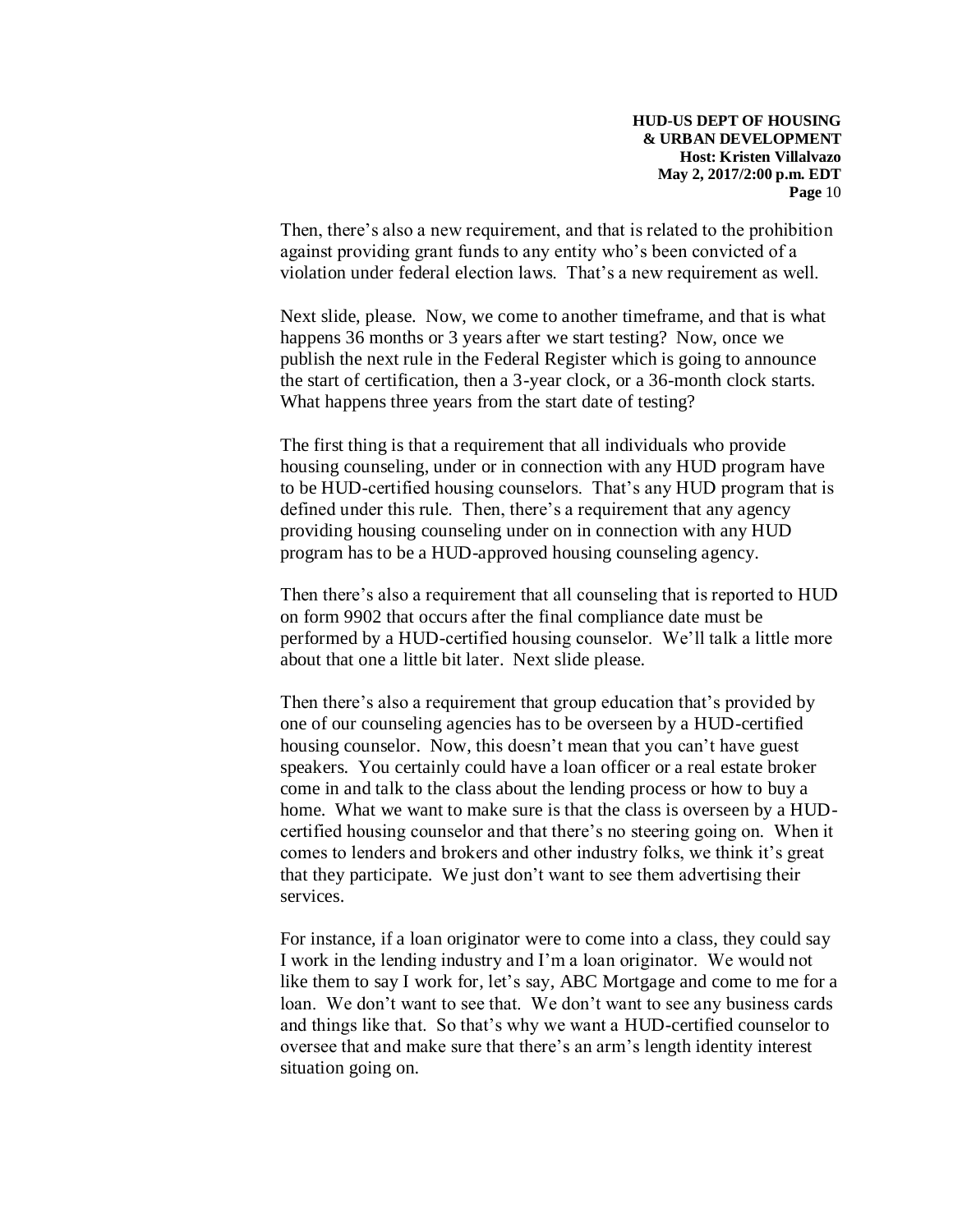Then, there's also a new requirement, and that is related to the prohibition against providing grant funds to any entity who's been convicted of a violation under federal election laws. That's a new requirement as well.

Next slide, please. Now, we come to another timeframe, and that is what happens 36 months or 3 years after we start testing? Now, once we publish the next rule in the Federal Register which is going to announce the start of certification, then a 3-year clock, or a 36-month clock starts. What happens three years from the start date of testing?

The first thing is that a requirement that all individuals who provide housing counseling, under or in connection with any HUD program have to be HUD-certified housing counselors. That's any HUD program that is defined under this rule. Then, there's a requirement that any agency providing housing counseling under on in connection with any HUD program has to be a HUD-approved housing counseling agency.

Then there's also a requirement that all counseling that is reported to HUD on form 9902 that occurs after the final compliance date must be performed by a HUD-certified housing counselor. We'll talk a little more about that one a little bit later. Next slide please.

Then there's also a requirement that group education that's provided by one of our counseling agencies has to be overseen by a HUD-certified housing counselor. Now, this doesn't mean that you can't have guest speakers. You certainly could have a loan officer or a real estate broker come in and talk to the class about the lending process or how to buy a home. What we want to make sure is that the class is overseen by a HUD-certified housing counselor and that there's no steering going on. When it comes to lenders and brokers and other industry folks, we think it's great that they participate. We just don't want to see them advertising their services.

For instance, if a loan originator were to come into a class, they could say I work in the lending industry and I'm a loan originator. We would not like them to say I work for, let's say, ABC Mortgage and come to me for a loan. We don't want to see that. We don't want to see any business cards and things like that. So that's why we want a HUD-certified counselor to oversee that and make sure that there's an arm's length identity interest situation going on.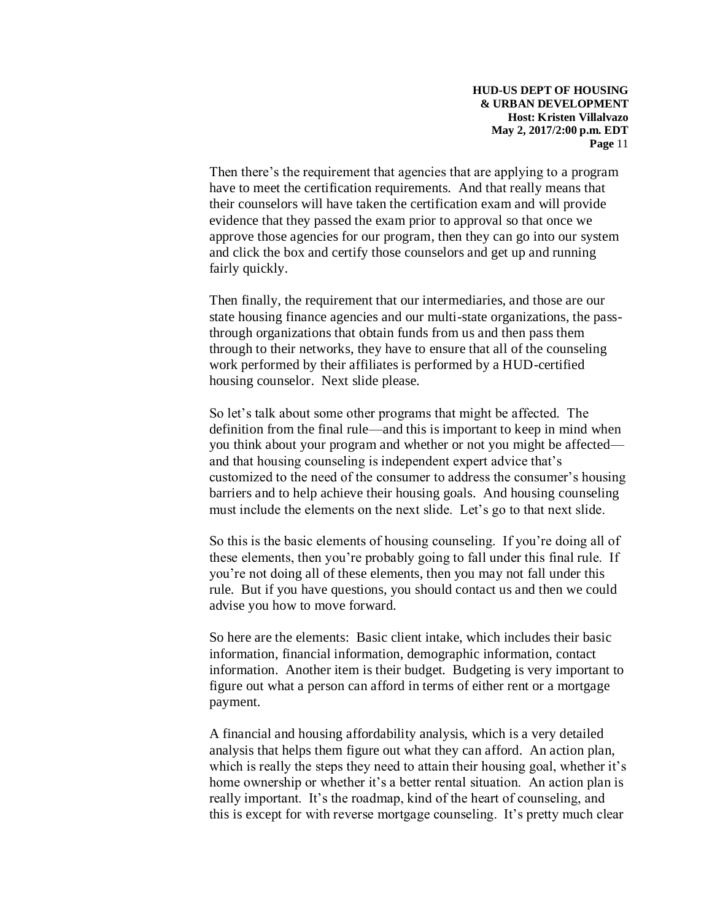Then there's the requirement that agencies that are applying to a program have to meet the certification requirements. And that really means that their counselors will have taken the certification exam and will provide evidence that they passed the exam prior to approval so that once we approve those agencies for our program, then they can go into our system and click the box and certify those counselors and get up and running fairly quickly.

Then finally, the requirement that our intermediaries, and those are our state housing finance agencies and our multi-state organizations, the pass-through organizations that obtain funds from us and then pass them through to their networks, they have to ensure that all of the counseling work performed by their affiliates is performed by a HUD-certified housing counselor. Next slide please.

So let's talk about some other programs that might be affected. The definition from the final rule—and this is important to keep in mind when you think about your program and whether or not you might be affected—and that housing counseling is independent expert advice that's customized to the need of the consumer to address the consumer's housing barriers and to help achieve their housing goals. And housing counseling must include the elements on the next slide. Let's go to that next slide.

So this is the basic elements of housing counseling. If you're doing all of these elements, then you're probably going to fall under this final rule. If you're not doing all of these elements, then you may not fall under this rule. But if you have questions, you should contact us and then we could advise you how to move forward.

So here are the elements: Basic client intake, which includes their basic information, financial information, demographic information, contact information. Another item is their budget. Budgeting is very important to figure out what a person can afford in terms of either rent or a mortgage payment.

A financial and housing affordability analysis, which is a very detailed analysis that helps them figure out what they can afford. An action plan, which is really the steps they need to attain their housing goal, whether it's home ownership or whether it's a better rental situation. An action plan is really important. It's the roadmap, kind of the heart of counseling, and this is except for with reverse mortgage counseling. It's pretty much clear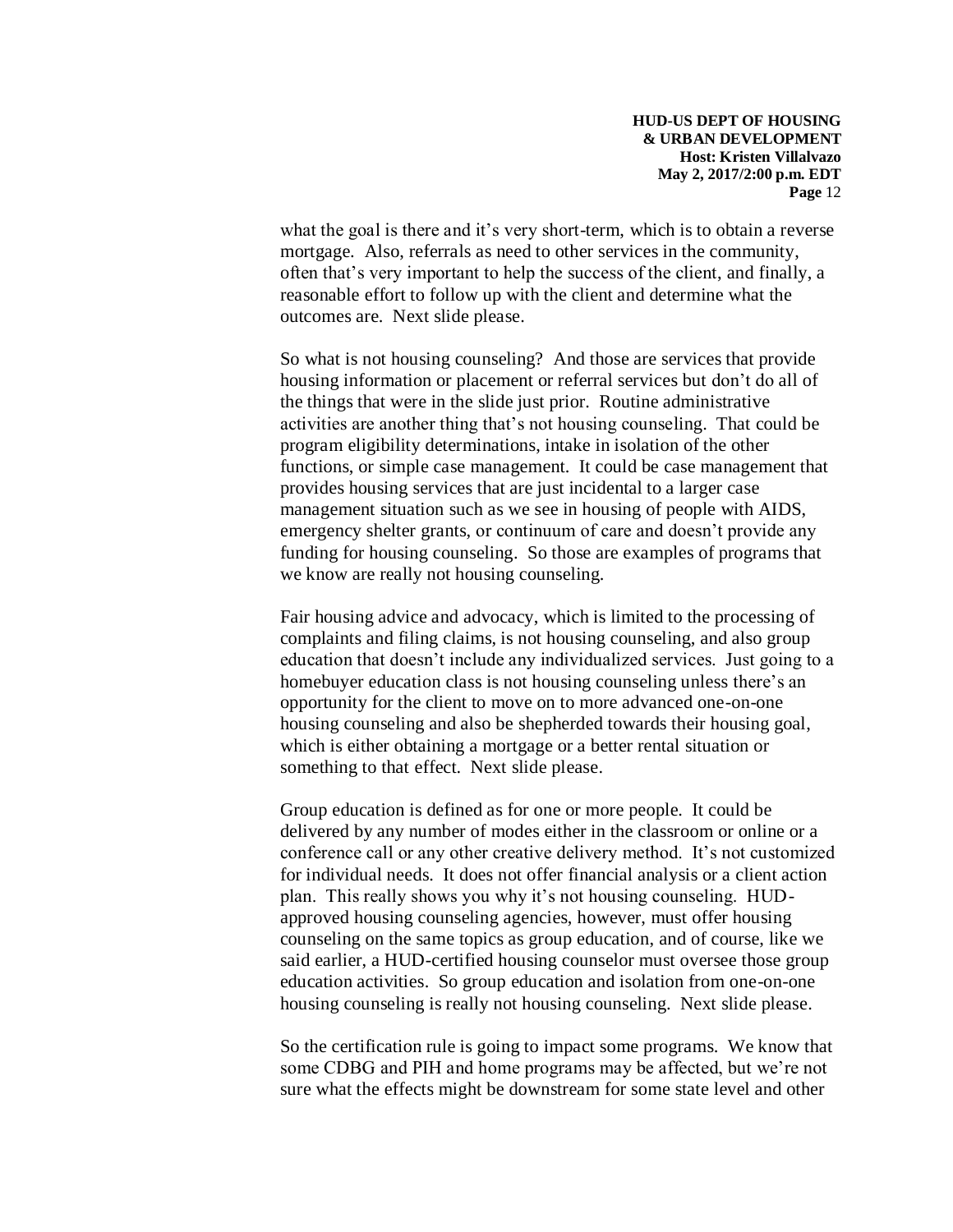what the goal is there and it's very short-term, which is to obtain a reverse mortgage. Also, referrals as need to other services in the community, often that's very important to help the success of the client, and finally, a reasonable effort to follow up with the client and determine what the outcomes are. Next slide please.

So what is not housing counseling? And those are services that provide housing information or placement or referral services but don't do all of the things that were in the slide just prior. Routine administrative activities are another thing that's not housing counseling. That could be program eligibility determinations, intake in isolation of the other functions, or simple case management. It could be case management that provides housing services that are just incidental to a larger case management situation such as we see in housing of people with AIDS, emergency shelter grants, or continuum of care and doesn't provide any funding for housing counseling. So those are examples of programs that we know are really not housing counseling.

Fair housing advice and advocacy, which is limited to the processing of complaints and filing claims, is not housing counseling, and also group education that doesn't include any individualized services. Just going to a homebuyer education class is not housing counseling unless there's an opportunity for the client to move on to more advanced one-on-one housing counseling and also be shepherded towards their housing goal, which is either obtaining a mortgage or a better rental situation or something to that effect. Next slide please.

Group education is defined as for one or more people. It could be delivered by any number of modes either in the classroom or online or a conference call or any other creative delivery method. It's not customized for individual needs. It does not offer financial analysis or a client action plan. This really shows you why it's not housing counseling. HUD-approved housing counseling agencies, however, must offer housing counseling on the same topics as group education, and of course, like we said earlier, a HUD-certified housing counselor must oversee those group education activities. So group education and isolation from one-on-one housing counseling is really not housing counseling. Next slide please.

So the certification rule is going to impact some programs. We know that some CDBG and PIH and home programs may be affected, but we're not sure what the effects might be downstream for some state level and other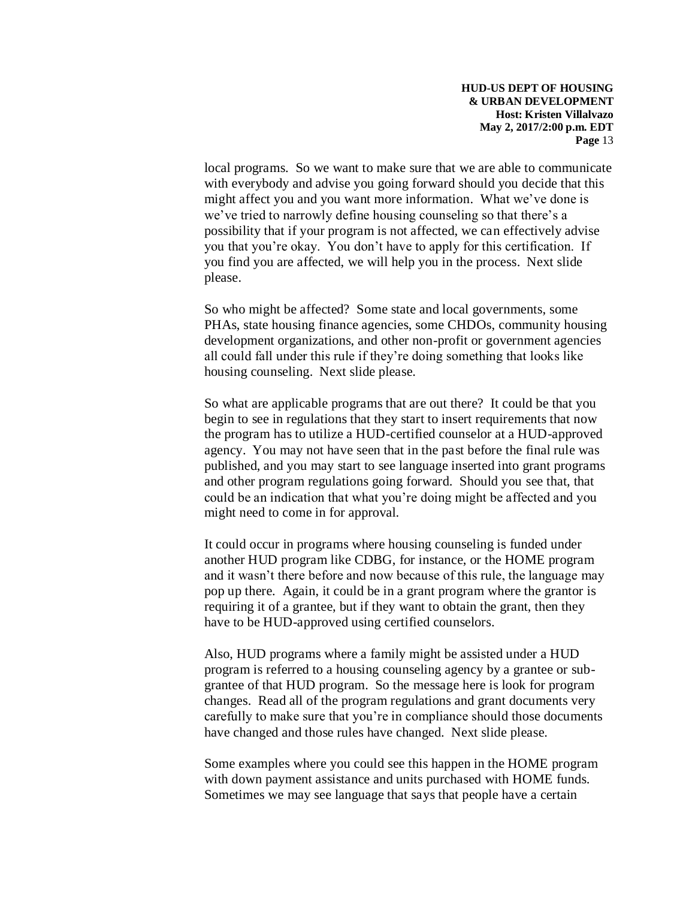local programs. So we want to make sure that we are able to communicate with everybody and advise you going forward should you decide that this might affect you and you want more information. What we've done is we've tried to narrowly define housing counseling so that there's a possibility that if your program is not affected, we can effectively advise you that you're okay. You don't have to apply for this certification. If you find you are affected, we will help you in the process. Next slide please.

So who might be affected? Some state and local governments, some PHAs, state housing finance agencies, some CHDOs, community housing development organizations, and other non-profit or government agencies all could fall under this rule if they're doing something that looks like housing counseling. Next slide please.

So what are applicable programs that are out there? It could be that you begin to see in regulations that they start to insert requirements that now the program has to utilize a HUD-certified counselor at a HUD-approved agency. You may not have seen that in the past before the final rule was published, and you may start to see language inserted into grant programs and other program regulations going forward. Should you see that, that could be an indication that what you're doing might be affected and you might need to come in for approval.

It could occur in programs where housing counseling is funded under another HUD program like CDBG, for instance, or the HOME program and it wasn't there before and now because of this rule, the language may pop up there. Again, it could be in a grant program where the grantor is requiring it of a grantee, but if they want to obtain the grant, then they have to be HUD-approved using certified counselors.

Also, HUD programs where a family might be assisted under a HUD program is referred to a housing counseling agency by a grantee or sub-grantee of that HUD program. So the message here is look for program changes. Read all of the program regulations and grant documents very carefully to make sure that you're in compliance should those documents have changed and those rules have changed. Next slide please.

Some examples where you could see this happen in the HOME program with down payment assistance and units purchased with HOME funds. Sometimes we may see language that says that people have a certain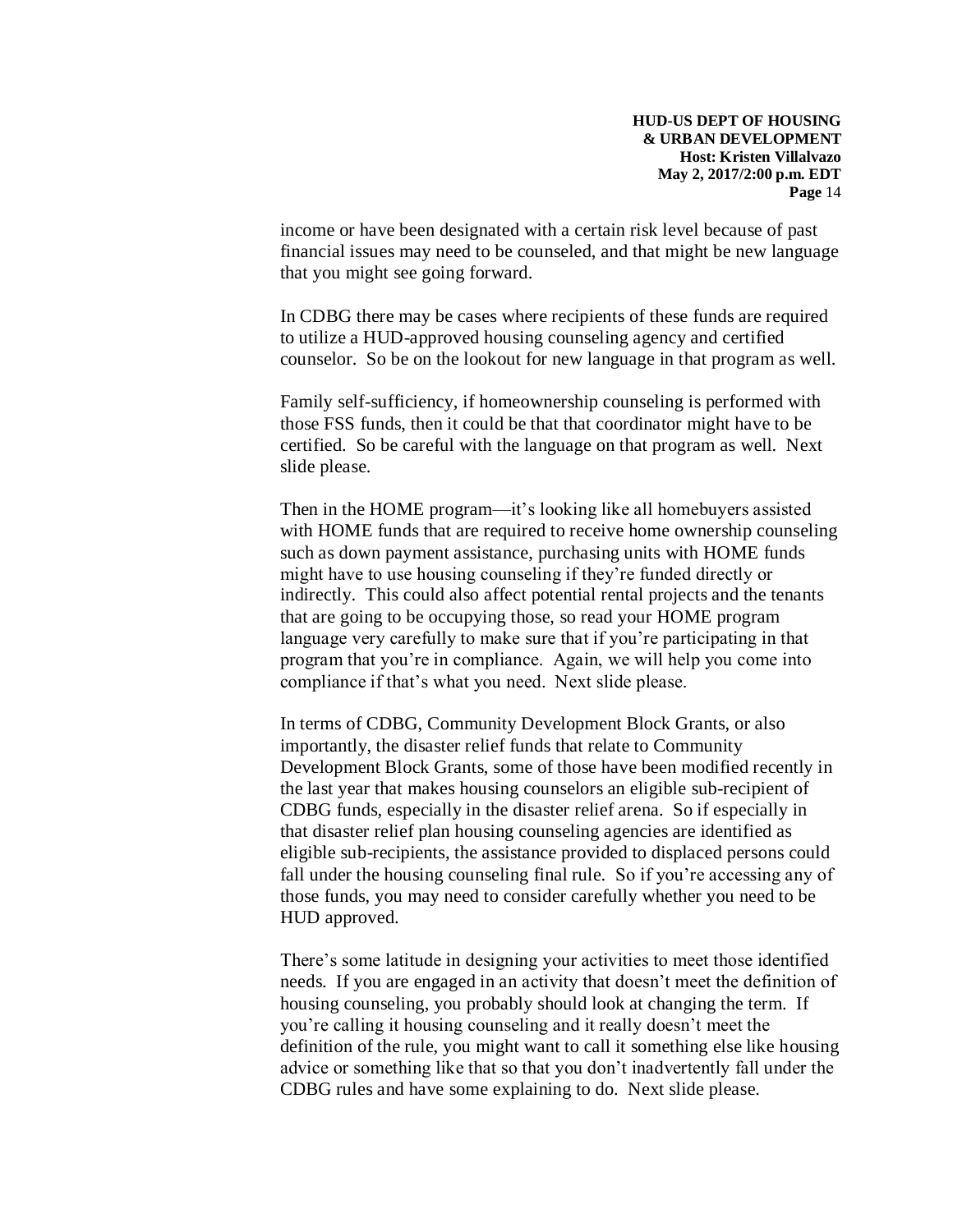income or have been designated with a certain risk level because of past financial issues may need to be counseled, and that might be new language that you might see going forward.

In CDBG there may be cases where recipients of these funds are required to utilize a HUD-approved housing counseling agency and certified counselor. So be on the lookout for new language in that program as well.

Family self-sufficiency, if homeownership counseling is performed with those FSS funds, then it could be that that coordinator might have to be certified. So be careful with the language on that program as well. Next slide please.

Then in the HOME program—it's looking like all homebuyers assisted with HOME funds that are required to receive home ownership counseling such as down payment assistance, purchasing units with HOME funds might have to use housing counseling if they're funded directly or indirectly. This could also affect potential rental projects and the tenants that are going to be occupying those, so read your HOME program language very carefully to make sure that if you're participating in that program that you're in compliance. Again, we will help you come into compliance if that's what you need. Next slide please.

In terms of CDBG, Community Development Block Grants, or also importantly, the disaster relief funds that relate to Community Development Block Grants, some of those have been modified recently in the last year that makes housing counselors an eligible sub-recipient of CDBG funds, especially in the disaster relief arena. So if especially in that disaster relief plan housing counseling agencies are identified as eligible sub-recipients, the assistance provided to displaced persons could fall under the housing counseling final rule. So if you're accessing any of those funds, you may need to consider carefully whether you need to be HUD approved.

There's some latitude in designing your activities to meet those identified needs. If you are engaged in an activity that doesn't meet the definition of housing counseling, you probably should look at changing the term. If you're calling it housing counseling and it really doesn't meet the definition of the rule, you might want to call it something else like housing advice or something like that so that you don't inadvertently fall under the CDBG rules and have some explaining to do. Next slide please.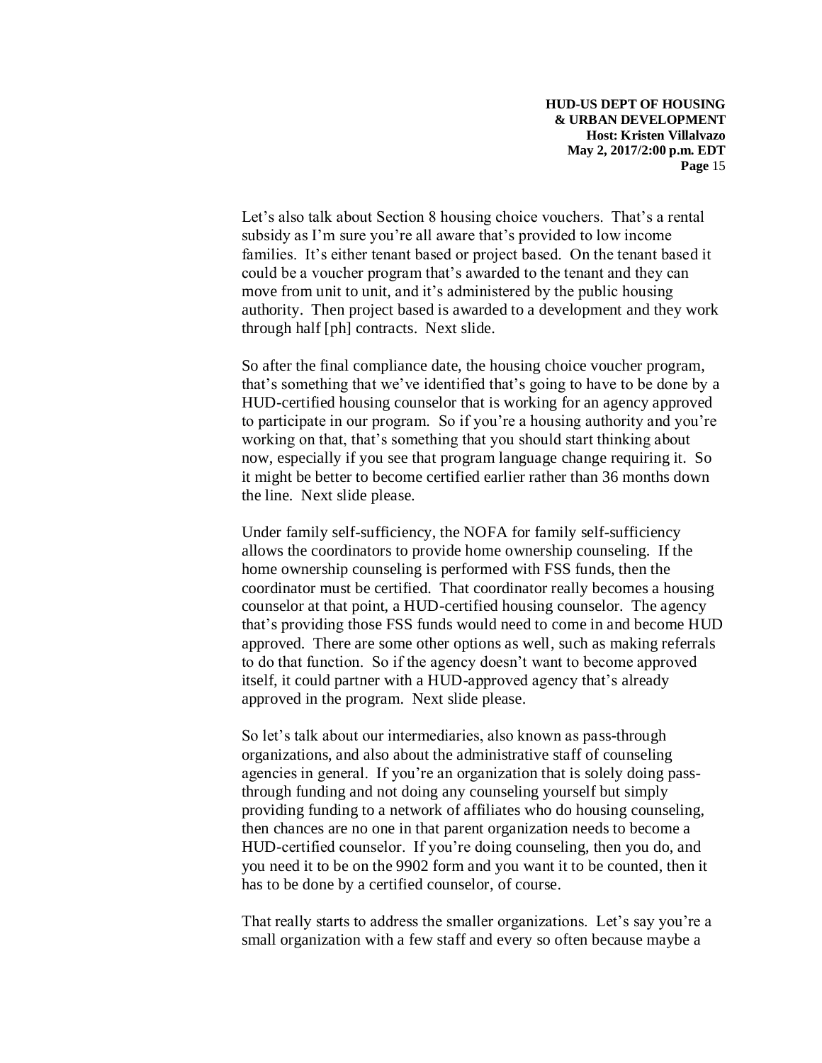Let's also talk about Section 8 housing choice vouchers. That's a rental subsidy as I'm sure you're all aware that's provided to low income families. It's either tenant based or project based. On the tenant based it could be a voucher program that's awarded to the tenant and they can move from unit to unit, and it's administered by the public housing authority. Then project based is awarded to a development and they work through half [ph] contracts. Next slide.

So after the final compliance date, the housing choice voucher program, that's something that we've identified that's going to have to be done by a HUD-certified housing counselor that is working for an agency approved to participate in our program. So if you're a housing authority and you're working on that, that's something that you should start thinking about now, especially if you see that program language change requiring it. So it might be better to become certified earlier rather than 36 months down the line. Next slide please.

Under family self-sufficiency, the NOFA for family self-sufficiency allows the coordinators to provide home ownership counseling. If the home ownership counseling is performed with FSS funds, then the coordinator must be certified. That coordinator really becomes a housing counselor at that point, a HUD-certified housing counselor. The agency that's providing those FSS funds would need to come in and become HUD approved. There are some other options as well, such as making referrals to do that function. So if the agency doesn't want to become approved itself, it could partner with a HUD-approved agency that's already approved in the program. Next slide please.

So let's talk about our intermediaries, also known as pass-through organizations, and also about the administrative staff of counseling agencies in general. If you're an organization that is solely doing pass-through funding and not doing any counseling yourself but simply providing funding to a network of affiliates who do housing counseling, then chances are no one in that parent organization needs to become a HUD-certified counselor. If you're doing counseling, then you do, and you need it to be on the 9902 form and you want it to be counted, then it has to be done by a certified counselor, of course.

That really starts to address the smaller organizations. Let's say you're a small organization with a few staff and every so often because maybe a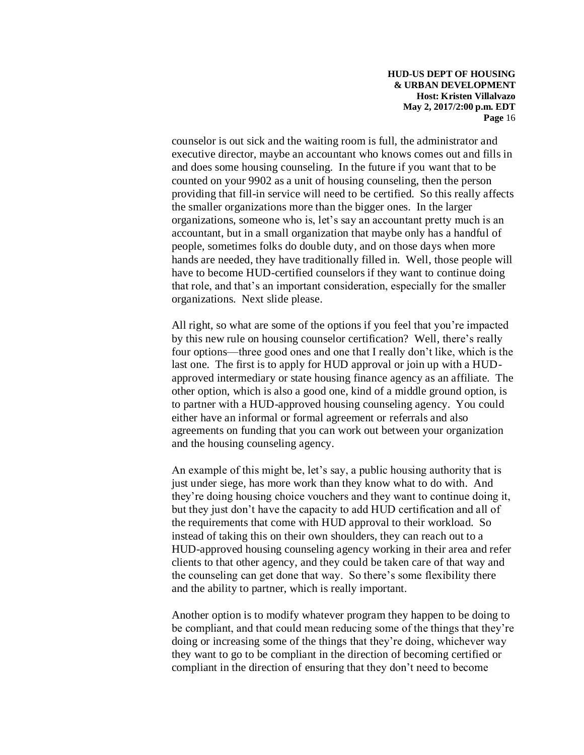counselor is out sick and the waiting room is full, the administrator and executive director, maybe an accountant who knows comes out and fills in and does some housing counseling. In the future if you want that to be counted on your 9902 as a unit of housing counseling, then the person providing that fill-in service will need to be certified. So this really affects the smaller organizations more than the bigger ones. In the larger organizations, someone who is, let's say an accountant pretty much is an accountant, but in a small organization that maybe only has a handful of people, sometimes folks do double duty, and on those days when more hands are needed, they have traditionally filled in. Well, those people will have to become HUD-certified counselors if they want to continue doing that role, and that's an important consideration, especially for the smaller organizations. Next slide please.

All right, so what are some of the options if you feel that you're impacted by this new rule on housing counselor certification? Well, there's really four options—three good ones and one that I really don't like, which is the last one. The first is to apply for HUD approval or join up with a HUD-approved intermediary or state housing finance agency as an affiliate. The other option, which is also a good one, kind of a middle ground option, is to partner with a HUD-approved housing counseling agency. You could either have an informal or formal agreement or referrals and also agreements on funding that you can work out between your organization and the housing counseling agency.

An example of this might be, let's say, a public housing authority that is just under siege, has more work than they know what to do with. And they're doing housing choice vouchers and they want to continue doing it, but they just don't have the capacity to add HUD certification and all of the requirements that come with HUD approval to their workload. So instead of taking this on their own shoulders, they can reach out to a HUD-approved housing counseling agency working in their area and refer clients to that other agency, and they could be taken care of that way and the counseling can get done that way. So there's some flexibility there and the ability to partner, which is really important.

Another option is to modify whatever program they happen to be doing to be compliant, and that could mean reducing some of the things that they're doing or increasing some of the things that they're doing, whichever way they want to go to be compliant in the direction of becoming certified or compliant in the direction of ensuring that they don't need to become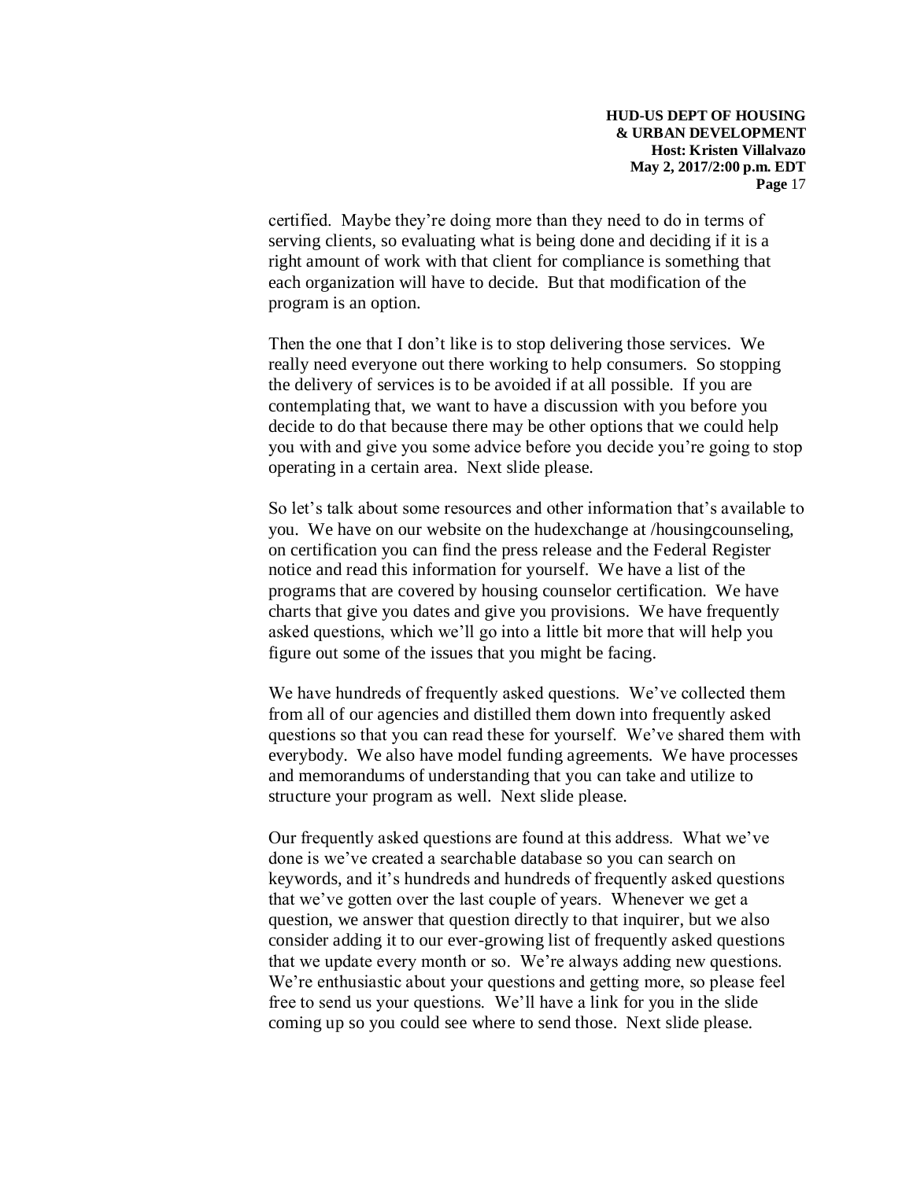certified. Maybe they're doing more than they need to do in terms of serving clients, so evaluating what is being done and deciding if it is a right amount of work with that client for compliance is something that each organization will have to decide. But that modification of the program is an option.

Then the one that I don't like is to stop delivering those services. We really need everyone out there working to help consumers. So stopping the delivery of services is to be avoided if at all possible. If you are contemplating that, we want to have a discussion with you before you decide to do that because there may be other options that we could help you with and give you some advice before you decide you're going to stop operating in a certain area. Next slide please.

So let's talk about some resources and other information that's available to you. We have on our website on the hudexchange at /housingcounseling, on certification you can find the press release and the Federal Register notice and read this information for yourself. We have a list of the programs that are covered by housing counselor certification. We have charts that give you dates and give you provisions. We have frequently asked questions, which we'll go into a little bit more that will help you figure out some of the issues that you might be facing.

We have hundreds of frequently asked questions. We've collected them from all of our agencies and distilled them down into frequently asked questions so that you can read these for yourself. We've shared them with everybody. We also have model funding agreements. We have processes and memorandums of understanding that you can take and utilize to structure your program as well. Next slide please.

Our frequently asked questions are found at this address. What we've done is we've created a searchable database so you can search on keywords, and it's hundreds and hundreds of frequently asked questions that we've gotten over the last couple of years. Whenever we get a question, we answer that question directly to that inquirer, but we also consider adding it to our ever-growing list of frequently asked questions that we update every month or so. We're always adding new questions. We're enthusiastic about your questions and getting more, so please feel free to send us your questions. We'll have a link for you in the slide coming up so you could see where to send those. Next slide please.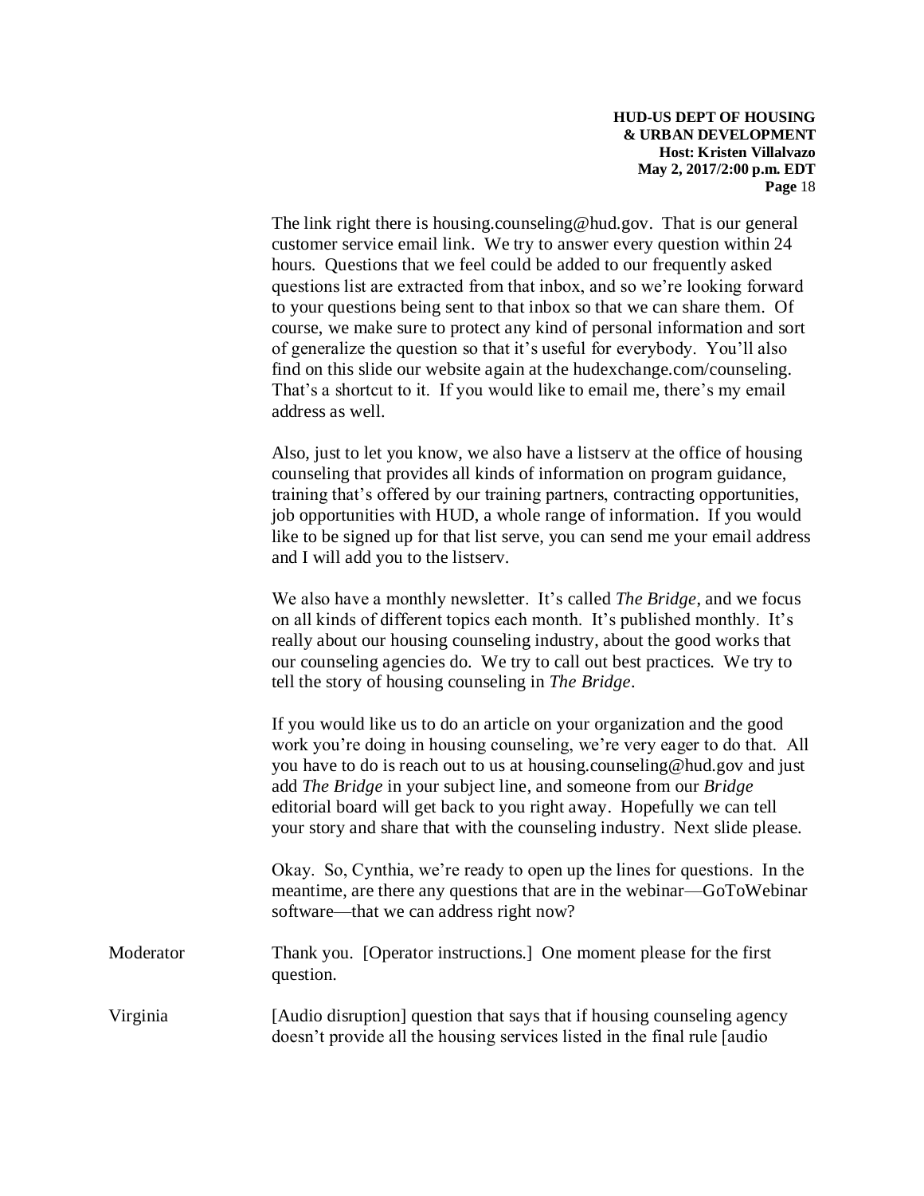The link right there is housing.counseling@hud.gov. That is our general customer service email link. We try to answer every question within 24 hours. Questions that we feel could be added to our frequently asked questions list are extracted from that inbox, and so we're looking forward to your questions being sent to that inbox so that we can share them. Of course, we make sure to protect any kind of personal information and sort of generalize the question so that it's useful for everybody. You'll also find on this slide our website again at the hudexchange.com/counseling. That's a shortcut to it. If you would like to email me, there's my email address as well.

Also, just to let you know, we also have a listserv at the office of housing counseling that provides all kinds of information on program guidance, training that's offered by our training partners, contracting opportunities, job opportunities with HUD, a whole range of information. If you would like to be signed up for that list serve, you can send me your email address and I will add you to the listserv.

We also have a monthly newsletter. It's called *The Bridge*, and we focus on all kinds of different topics each month. It's published monthly. It's really about our housing counseling industry, about the good works that our counseling agencies do. We try to call out best practices. We try to tell the story of housing counseling in *The Bridge*.

If you would like us to do an article on your organization and the good work you're doing in housing counseling, we're very eager to do that. All you have to do is reach out to us at housing.counseling@hud.gov and just add *The Bridge* in your subject line, and someone from our *Bridge* editorial board will get back to you right away. Hopefully we can tell your story and share that with the counseling industry. Next slide please.

Okay. So, Cynthia, we're ready to open up the lines for questions. In the meantime, are there any questions that are in the webinar—GoToWebinar software—that we can address right now?

Moderator Thank you. [Operator instructions.] One moment please for the first question.

Virginia [Audio disruption] question that says that if housing counseling agency doesn't provide all the housing services listed in the final rule [audio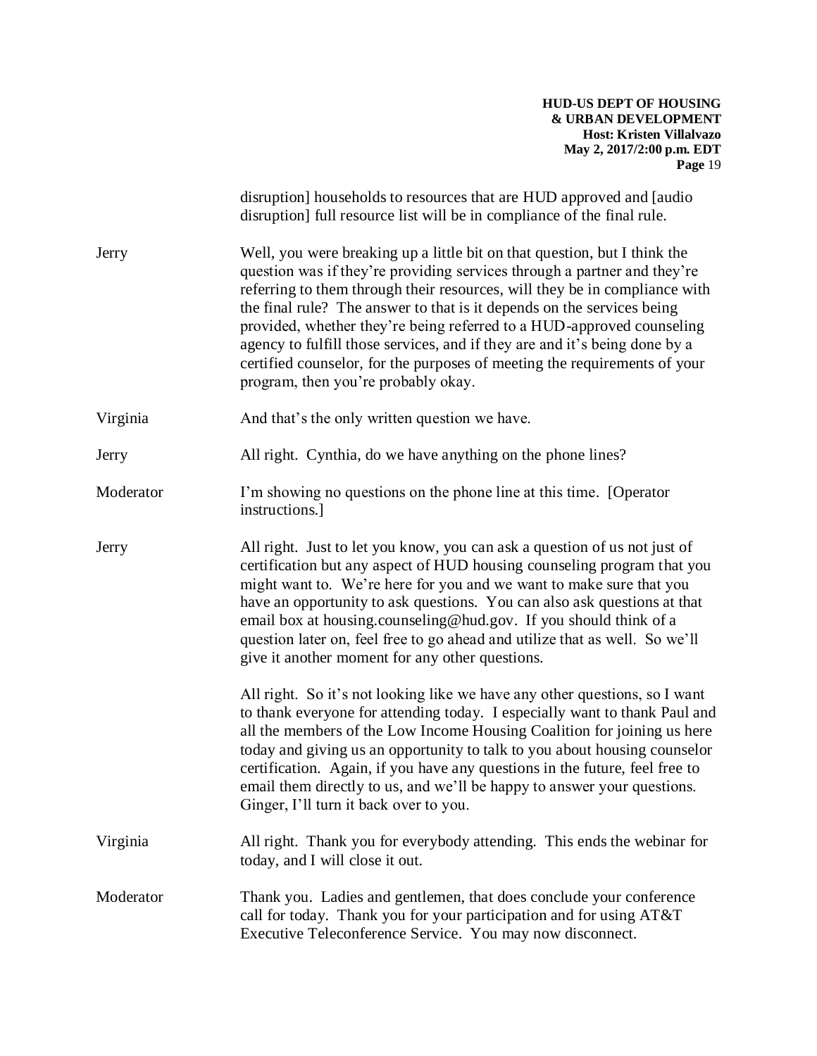disruption] households to resources that are HUD approved and [audio disruption] full resource list will be in compliance of the final rule.

Jerry: Well, you were breaking up a little bit on that question, but I think the question was if they're providing services through a partner and they're referring to them through their resources, will they be in compliance with the final rule? The answer to that is it depends on the services being provided, whether they're being referred to a HUD-approved counseling agency to fulfill those services, and if they are and it's being done by a certified counselor, for the purposes of meeting the requirements of your program, then you're probably okay.

Virginia: And that's the only written question we have.

Jerry: All right. Cynthia, do we have anything on the phone lines?

Moderator: I'm showing no questions on the phone line at this time. [Operator instructions.]

Jerry: All right. Just to let you know, you can ask a question of us not just of certification but any aspect of HUD housing counseling program that you might want to. We're here for you and we want to make sure that you have an opportunity to ask questions. You can also ask questions at that email box at housing.counseling@hud.gov. If you should think of a question later on, feel free to go ahead and utilize that as well. So we'll give it another moment for any other questions.

All right. So it's not looking like we have any other questions, so I want to thank everyone for attending today. I especially want to thank Paul and all the members of the Low Income Housing Coalition for joining us here today and giving us an opportunity to talk to you about housing counselor certification. Again, if you have any questions in the future, feel free to email them directly to us, and we'll be happy to answer your questions. Ginger, I'll turn it back over to you.

Virginia: All right. Thank you for everybody attending. This ends the webinar for today, and I will close it out.

Moderator: Thank you. Ladies and gentlemen, that does conclude your conference call for today. Thank you for your participation and for using AT&T Executive Teleconference Service. You may now disconnect.